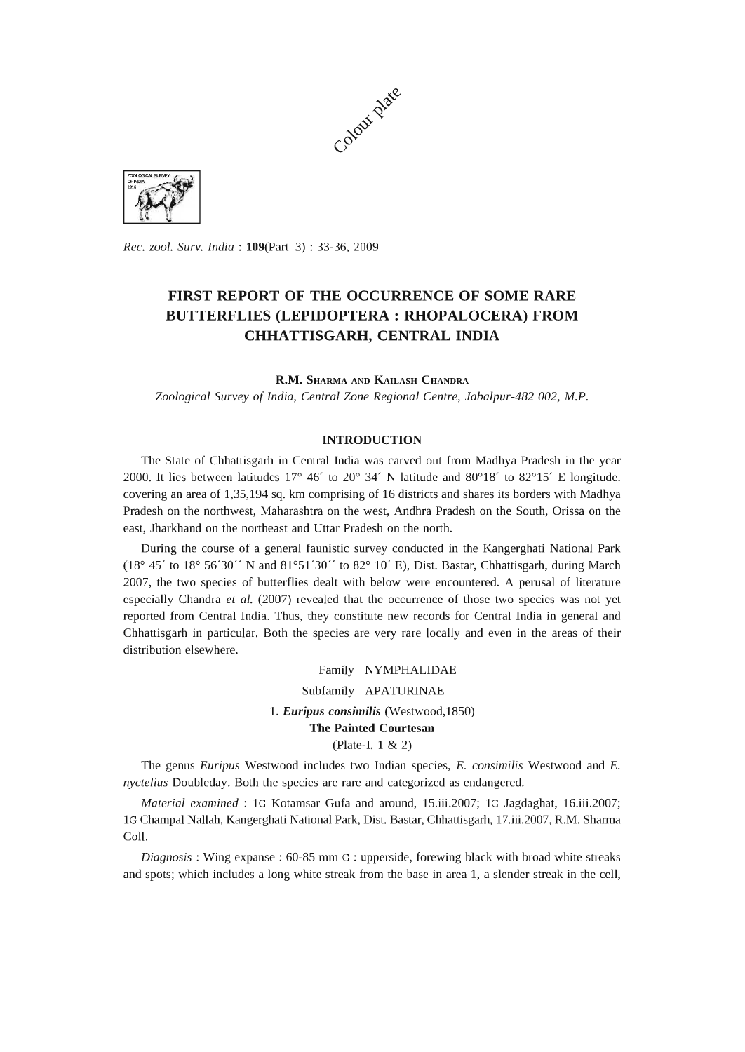Colour plate

*Rec. zool. Surv. India* : **109**(Part–3) : 33-36, 2009

# FIRST REPORT OF THE OCCURRENCE OF SOME RARE BUTTERFLIES (LEPIDOPTERA : RHOPALOCERA) FROM CHHATTISGARH, CENTRAL INDIA

**R.M. Sharma and Kailash Chandra**

*Zoological Survey of India, Central Zone Regional Centre, Jabalpur-482 002, M.P.*

## INTRODUCTION

The State of Chhattisgarh in Central India was carved out from Madhya Pradesh in the year 2000. It lies between latitudes 17° 46´ to 20° 34´ N latitude and 80°18´ to 82°15´ E longitude. covering an area of 1,35,194 sq. km comprising of 16 districts and shares its borders with Madhya Pradesh on the northwest, Maharashtra on the west, Andhra Pradesh on the South, Orissa on the east, Jharkhand on the northeast and Uttar Pradesh on the north.

During the course of a general faunistic survey conducted in the Kangerghati National Park (18° 45´ to 18° 56´30´´ N and 81°51´30´´ to 82° 10´ E), Dist. Bastar, Chhattisgarh, during March 2007, the two species of butterflies dealt with below were encountered. A perusal of literature especially Chandra *et al.* (2007) revealed that the occurrence of those two species was not yet reported from Central India. Thus, they constitute new records for Central India in general and Chhattisgarh in particular. Both the species are very rare locally and even in the areas of their distribution elsewhere.

Family NYMPHALIDAE

Subfamily APATURINAE

1. ***Euripus consimilis*** (Westwood,1850)

**The Painted Courtesan**

(Plate-I, 1 & 2)

The genus *Euripus* Westwood includes two Indian species, *E. consimilis* Westwood and *E. nyctelius* Doubleday. Both the species are rare and categorized as endangered.

*Material examined* : 1♂ Kotamsar Gufa and around, 15.iii.2007; 1♂ Jagdaghat, 16.iii.2007; 1♂ Champal Nallah, Kangerghati National Park, Dist. Bastar, Chhattisgarh, 17.iii.2007, R.M. Sharma Coll.

*Diagnosis* : Wing expanse : 60-85 mm ♂ : upperside, forewing black with broad white streaks and spots; which includes a long white streak from the base in area 1, a slender streak in the cell,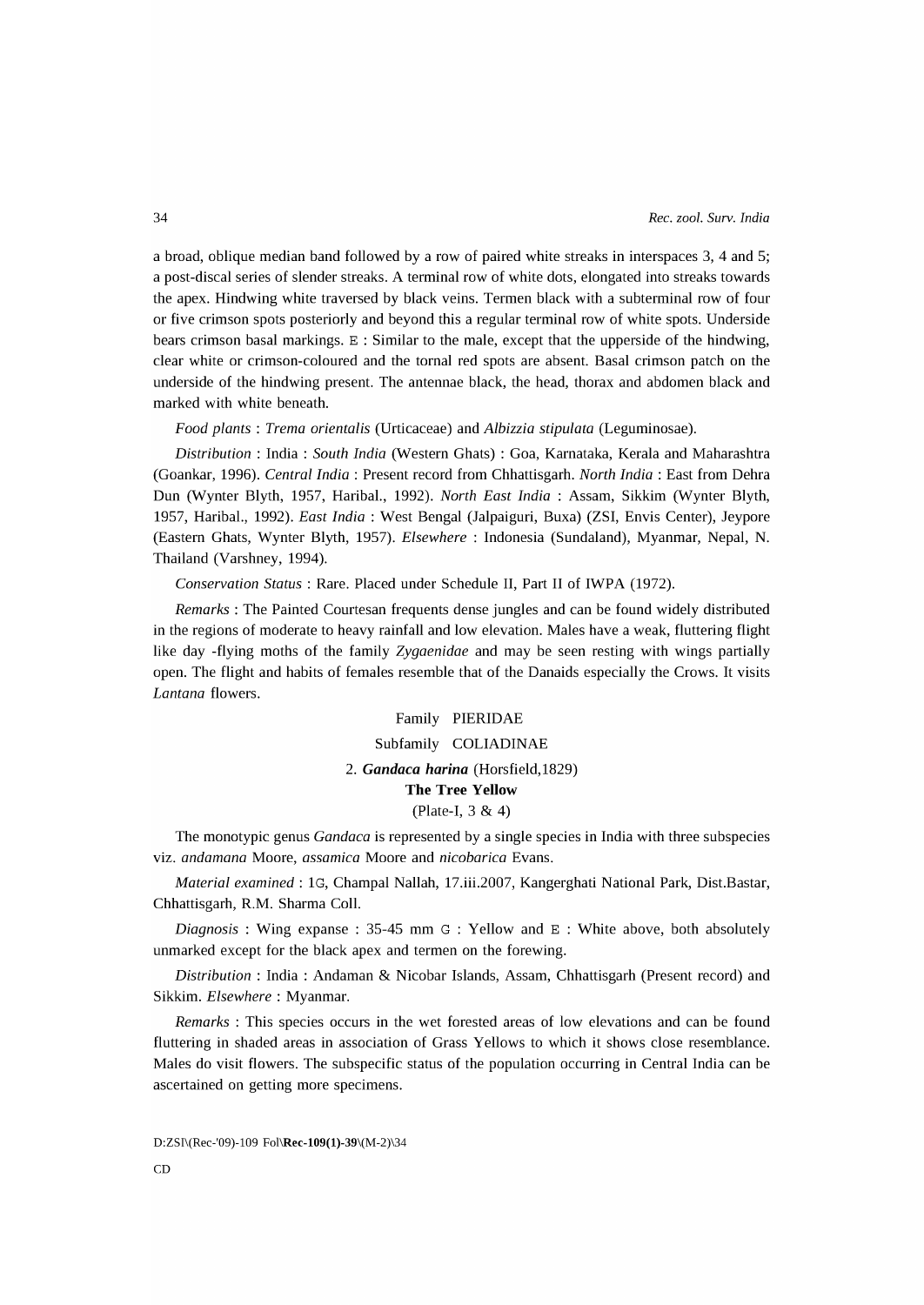a broad, oblique median band followed by a row of paired white streaks in interspaces 3, 4 and 5; a post-discal series of slender streaks. A terminal row of white dots, elongated into streaks towards the apex. Hindwing white traversed by black veins. Termen black with a subterminal row of four or five crimson spots posteriorly and beyond this a regular terminal row of white spots. Underside bears crimson basal markings. E : Similar to the male, except that the upperside of the hindwing, clear white or crimson-coloured and the tornal red spots are absent. Basal crimson patch on the underside of the hindwing present. The antennae black, the head, thorax and abdomen black and marked with white beneath.

*Food plants* : *Trema orientalis* (Urticaceae) and *Albizzia stipulata* (Leguminosae).

*Distribution* : India : *South India* (Western Ghats) : Goa, Karnataka, Kerala and Maharashtra (Goankar, 1996). *Central India* : Present record from Chhattisgarh. *North India* : East from Dehra Dun (Wynter Blyth, 1957, Haribal., 1992). *North East India* : Assam, Sikkim (Wynter Blyth, 1957, Haribal., 1992). *East India* : West Bengal (Jalpaiguri, Buxa) (ZSI, Envis Center), Jeypore (Eastern Ghats, Wynter Blyth, 1957). *Elsewhere* : Indonesia (Sundaland), Myanmar, Nepal, N. Thailand (Varshney, 1994).

*Conservation Status* : Rare. Placed under Schedule II, Part II of IWPA (1972).

*Remarks* : The Painted Courtesan frequents dense jungles and can be found widely distributed in the regions of moderate to heavy rainfall and low elevation. Males have a weak, fluttering flight like day -flying moths of the family *Zygaenidae* and may be seen resting with wings partially open. The flight and habits of females resemble that of the Danaids especially the Crows. It visits *Lantana* flowers.

Family PIERIDAE

Subfamily COLIADINAE

2. ***Gandaca harina*** (Horsfield,1829)

**The Tree Yellow**

(Plate-I, 3 & 4)

The monotypic genus *Gandaca* is represented by a single species in India with three subspecies viz. *andamana* Moore, *assamica* Moore and *nicobarica* Evans.

*Material examined* : 1G, Champal Nallah, 17.iii.2007, Kangerghati National Park, Dist.Bastar, Chhattisgarh, R.M. Sharma Coll.

*Diagnosis* : Wing expanse : 35-45 mm G : Yellow and E : White above, both absolutely unmarked except for the black apex and termen on the forewing.

*Distribution* : India : Andaman & Nicobar Islands, Assam, Chhattisgarh (Present record) and Sikkim. *Elsewhere* : Myanmar.

*Remarks* : This species occurs in the wet forested areas of low elevations and can be found fluttering in shaded areas in association of Grass Yellows to which it shows close resemblance. Males do visit flowers. The subspecific status of the population occurring in Central India can be ascertained on getting more specimens.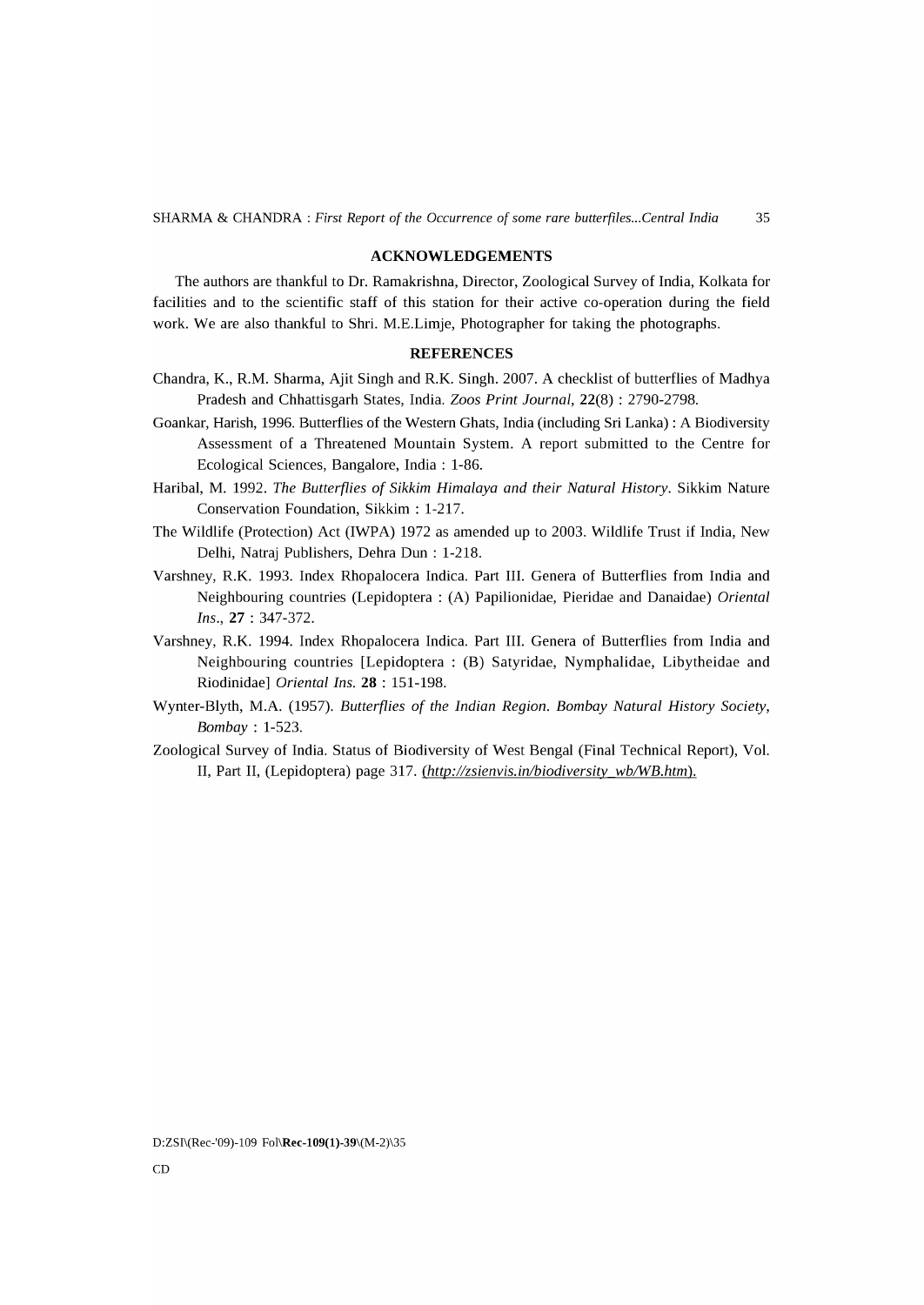## ACKNOWLEDGEMENTS

The authors are thankful to Dr. Ramakrishna, Director, Zoological Survey of India, Kolkata for facilities and to the scientific staff of this station for their active co-operation during the field work. We are also thankful to Shri. M.E.Limje, Photographer for taking the photographs.

## REFERENCES

Chandra, K., R.M. Sharma, Ajit Singh and R.K. Singh. 2007. A checklist of butterflies of Madhya Pradesh and Chhattisgarh States, India. *Zoos Print Journal*, **22**(8) : 2790-2798.

Goankar, Harish, 1996. Butterflies of the Western Ghats, India (including Sri Lanka) : A Biodiversity Assessment of a Threatened Mountain System. A report submitted to the Centre for Ecological Sciences, Bangalore, India : 1-86.

Haribal, M. 1992. *The Butterflies of Sikkim Himalaya and their Natural History*. Sikkim Nature Conservation Foundation, Sikkim : 1-217.

The Wildlife (Protection) Act (IWPA) 1972 as amended up to 2003. Wildlife Trust if India, New Delhi, Natraj Publishers, Dehra Dun : 1-218.

Varshney, R.K. 1993. Index Rhopalocera Indica. Part III. Genera of Butterflies from India and Neighbouring countries (Lepidoptera : (A) Papilionidae, Pieridae and Danaidae) *Oriental Ins*., **27** : 347-372.

Varshney, R.K. 1994. Index Rhopalocera Indica. Part III. Genera of Butterflies from India and Neighbouring countries [Lepidoptera : (B) Satyridae, Nymphalidae, Libytheidae and Riodinidae] *Oriental Ins.* **28** : 151-198.

Wynter-Blyth, M.A. (1957). *Butterflies of the Indian Region. Bombay Natural History Society, Bombay* : 1-523.

Zoological Survey of India. Status of Biodiversity of West Bengal (Final Technical Report), Vol. II, Part II, (Lepidoptera) page 317. (*http://zsienvis.in/biodiversity_wb/WB.htm*).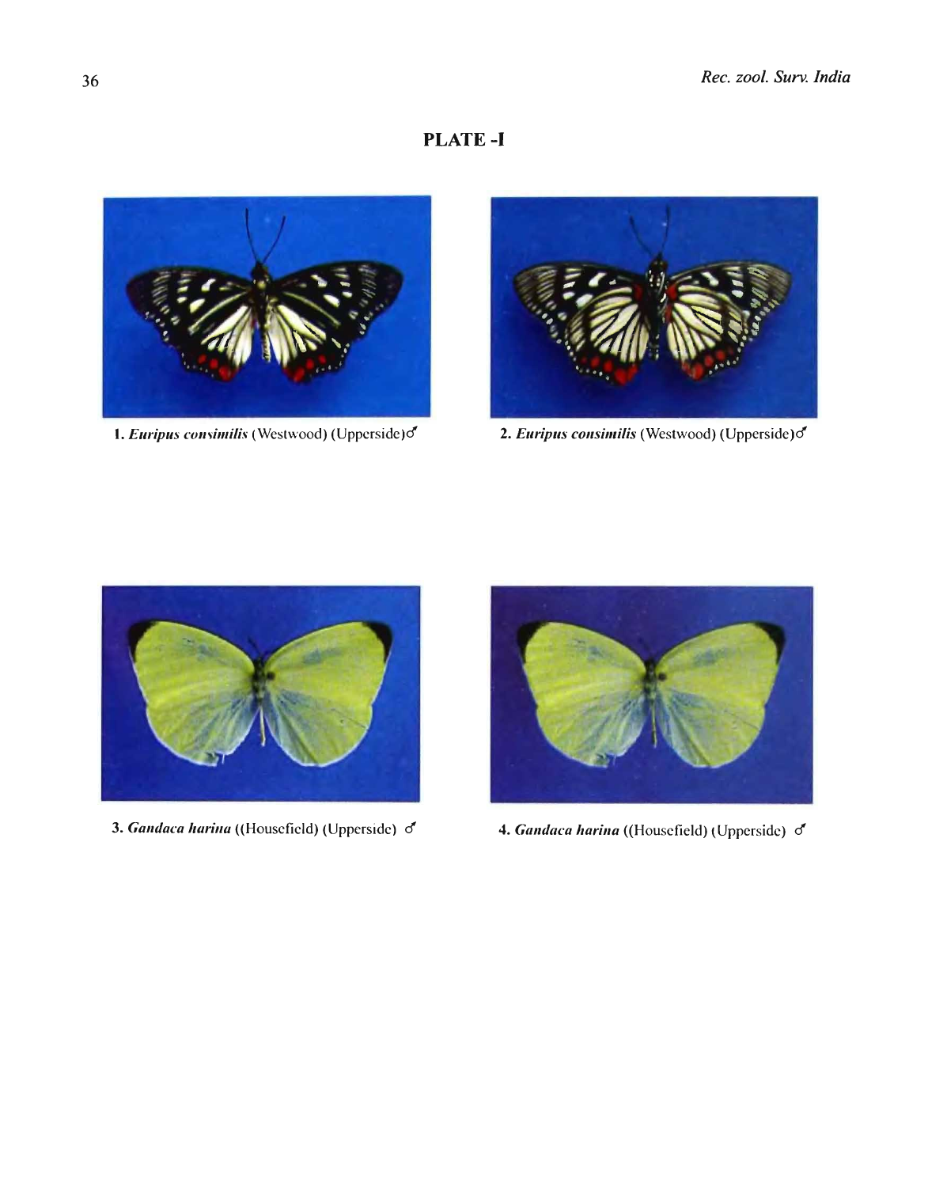## PLATE -I

1. ***Euripus consimilis*** (Westwood) (Upperside)♂

2. ***Euripus consimilis*** (Westwood) (Upperside)♂

3. ***Gandaca harina*** ((Housefield) (Upperside) ♂

4. ***Gandaca harina*** ((Housefield) (Upperside) ♂